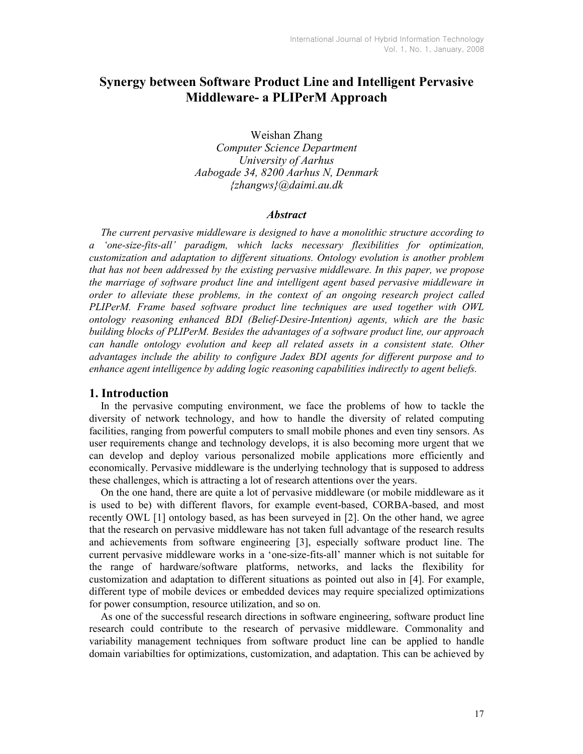# Synergy between Software Product Line and Intelligent Pervasive Middleware- a PLIPerM Approach

Weishan Zhang
*Computer Science Department*
*University of Aarhus*
*Aabogade 34, 8200 Aarhus N, Denmark*
*{zhangws}@daimi.au.dk*

### *Abstract*

*The current pervasive middleware is designed to have a monolithic structure according to a 'one-size-fits-all' paradigm, which lacks necessary flexibilities for optimization, customization and adaptation to different situations. Ontology evolution is another problem that has not been addressed by the existing pervasive middleware. In this paper, we propose the marriage of software product line and intelligent agent based pervasive middleware in order to alleviate these problems, in the context of an ongoing research project called PLIPerM. Frame based software product line techniques are used together with OWL ontology reasoning enhanced BDI (Belief-Desire-Intention) agents, which are the basic building blocks of PLIPerM. Besides the advantages of a software product line, our approach can handle ontology evolution and keep all related assets in a consistent state. Other advantages include the ability to configure Jadex BDI agents for different purpose and to enhance agent intelligence by adding logic reasoning capabilities indirectly to agent beliefs.*

## 1. Introduction

In the pervasive computing environment, we face the problems of how to tackle the diversity of network technology, and how to handle the diversity of related computing facilities, ranging from powerful computers to small mobile phones and even tiny sensors. As user requirements change and technology develops, it is also becoming more urgent that we can develop and deploy various personalized mobile applications more efficiently and economically. Pervasive middleware is the underlying technology that is supposed to address these challenges, which is attracting a lot of research attentions over the years.

On the one hand, there are quite a lot of pervasive middleware (or mobile middleware as it is used to be) with different flavors, for example event-based, CORBA-based, and most recently OWL [1] ontology based, as has been surveyed in [2]. On the other hand, we agree that the research on pervasive middleware has not taken full advantage of the research results and achievements from software engineering [3], especially software product line. The current pervasive middleware works in a 'one-size-fits-all' manner which is not suitable for the range of hardware/software platforms, networks, and lacks the flexibility for customization and adaptation to different situations as pointed out also in [4]. For example, different type of mobile devices or embedded devices may require specialized optimizations for power consumption, resource utilization, and so on.

As one of the successful research directions in software engineering, software product line research could contribute to the research of pervasive middleware. Commonality and variability management techniques from software product line can be applied to handle domain variabilties for optimizations, customization, and adaptation. This can be achieved by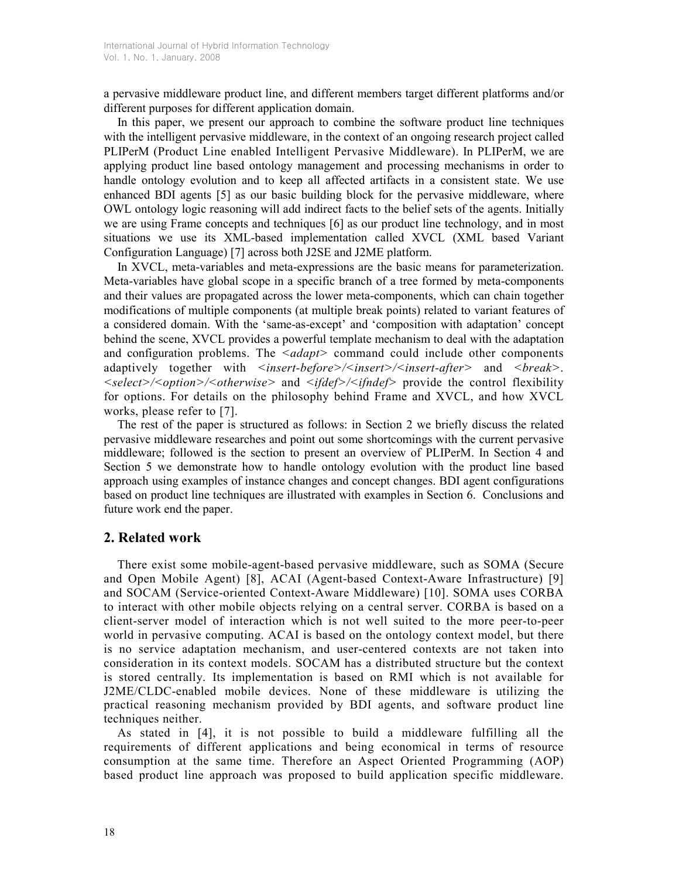a pervasive middleware product line, and different members target different platforms and/or different purposes for different application domain.

In this paper, we present our approach to combine the software product line techniques with the intelligent pervasive middleware, in the context of an ongoing research project called PLIPerM (Product Line enabled Intelligent Pervasive Middleware). In PLIPerM, we are applying product line based ontology management and processing mechanisms in order to handle ontology evolution and to keep all affected artifacts in a consistent state. We use enhanced BDI agents [5] as our basic building block for the pervasive middleware, where OWL ontology logic reasoning will add indirect facts to the belief sets of the agents. Initially we are using Frame concepts and techniques [6] as our product line technology, and in most situations we use its XML-based implementation called XVCL (XML based Variant Configuration Language) [7] across both J2SE and J2ME platform.

In XVCL, meta-variables and meta-expressions are the basic means for parameterization. Meta-variables have global scope in a specific branch of a tree formed by meta-components and their values are propagated across the lower meta-components, which can chain together modifications of multiple components (at multiple break points) related to variant features of a considered domain. With the 'same-as-except' and 'composition with adaptation' concept behind the scene, XVCL provides a powerful template mechanism to deal with the adaptation and configuration problems. The *<adapt>* command could include other components adaptively together with *<insert-before>*/*<insert>*/*<insert-after>* and *<break>*. *<select>*/*<option>*/*<otherwise>* and *<ifdef>*/*<ifndef>* provide the control flexibility for options. For details on the philosophy behind Frame and XVCL, and how XVCL works, please refer to [7].

The rest of the paper is structured as follows: in Section 2 we briefly discuss the related pervasive middleware researches and point out some shortcomings with the current pervasive middleware; followed is the section to present an overview of PLIPerM. In Section 4 and Section 5 we demonstrate how to handle ontology evolution with the product line based approach using examples of instance changes and concept changes. BDI agent configurations based on product line techniques are illustrated with examples in Section 6. Conclusions and future work end the paper.

## 2. Related work

There exist some mobile-agent-based pervasive middleware, such as SOMA (Secure and Open Mobile Agent) [8], ACAI (Agent-based Context-Aware Infrastructure) [9] and SOCAM (Service-oriented Context-Aware Middleware) [10]. SOMA uses CORBA to interact with other mobile objects relying on a central server. CORBA is based on a client-server model of interaction which is not well suited to the more peer-to-peer world in pervasive computing. ACAI is based on the ontology context model, but there is no service adaptation mechanism, and user-centered contexts are not taken into consideration in its context models. SOCAM has a distributed structure but the context is stored centrally. Its implementation is based on RMI which is not available for J2ME/CLDC-enabled mobile devices. None of these middleware is utilizing the practical reasoning mechanism provided by BDI agents, and software product line techniques neither.

As stated in [4], it is not possible to build a middleware fulfilling all the requirements of different applications and being economical in terms of resource consumption at the same time. Therefore an Aspect Oriented Programming (AOP) based product line approach was proposed to build application specific middleware.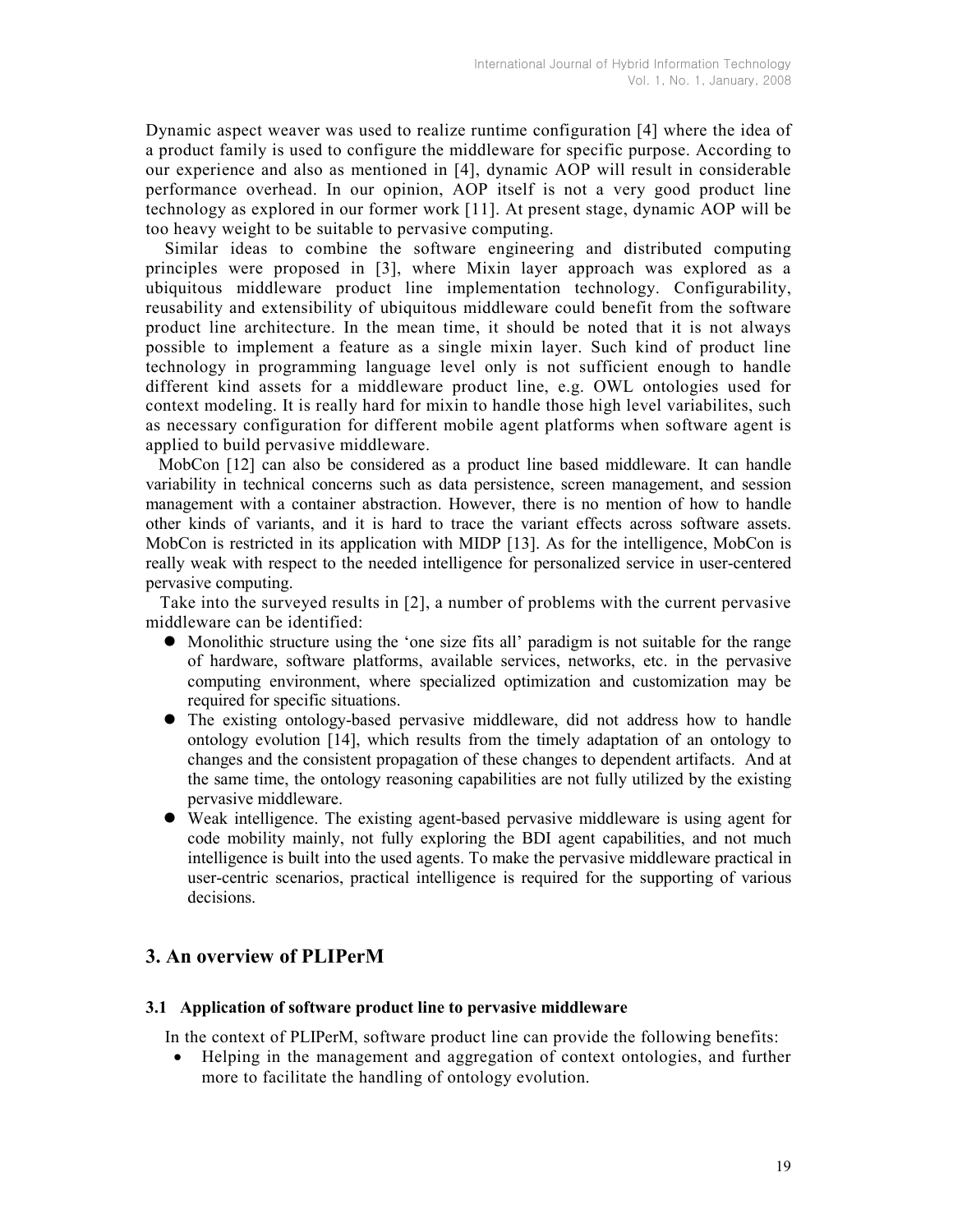Dynamic aspect weaver was used to realize runtime configuration [4] where the idea of a product family is used to configure the middleware for specific purpose. According to our experience and also as mentioned in [4], dynamic AOP will result in considerable performance overhead. In our opinion, AOP itself is not a very good product line technology as explored in our former work [11]. At present stage, dynamic AOP will be too heavy weight to be suitable to pervasive computing.

Similar ideas to combine the software engineering and distributed computing principles were proposed in [3], where Mixin layer approach was explored as a ubiquitous middleware product line implementation technology. Configurability, reusability and extensibility of ubiquitous middleware could benefit from the software product line architecture. In the mean time, it should be noted that it is not always possible to implement a feature as a single mixin layer. Such kind of product line technology in programming language level only is not sufficient enough to handle different kind assets for a middleware product line, e.g. OWL ontologies used for context modeling. It is really hard for mixin to handle those high level variabilites, such as necessary configuration for different mobile agent platforms when software agent is applied to build pervasive middleware.

MobCon [12] can also be considered as a product line based middleware. It can handle variability in technical concerns such as data persistence, screen management, and session management with a container abstraction. However, there is no mention of how to handle other kinds of variants, and it is hard to trace the variant effects across software assets. MobCon is restricted in its application with MIDP [13]. As for the intelligence, MobCon is really weak with respect to the needed intelligence for personalized service in user-centered pervasive computing.

Take into the surveyed results in [2], a number of problems with the current pervasive middleware can be identified:

- Monolithic structure using the 'one size fits all' paradigm is not suitable for the range of hardware, software platforms, available services, networks, etc. in the pervasive computing environment, where specialized optimization and customization may be required for specific situations.
- The existing ontology-based pervasive middleware, did not address how to handle ontology evolution [14], which results from the timely adaptation of an ontology to changes and the consistent propagation of these changes to dependent artifacts. And at the same time, the ontology reasoning capabilities are not fully utilized by the existing pervasive middleware.
- Weak intelligence. The existing agent-based pervasive middleware is using agent for code mobility mainly, not fully exploring the BDI agent capabilities, and not much intelligence is built into the used agents. To make the pervasive middleware practical in user-centric scenarios, practical intelligence is required for the supporting of various decisions.

## 3. An overview of PLIPerM

### 3.1 Application of software product line to pervasive middleware

In the context of PLIPerM, software product line can provide the following benefits:

- Helping in the management and aggregation of context ontologies, and further more to facilitate the handling of ontology evolution.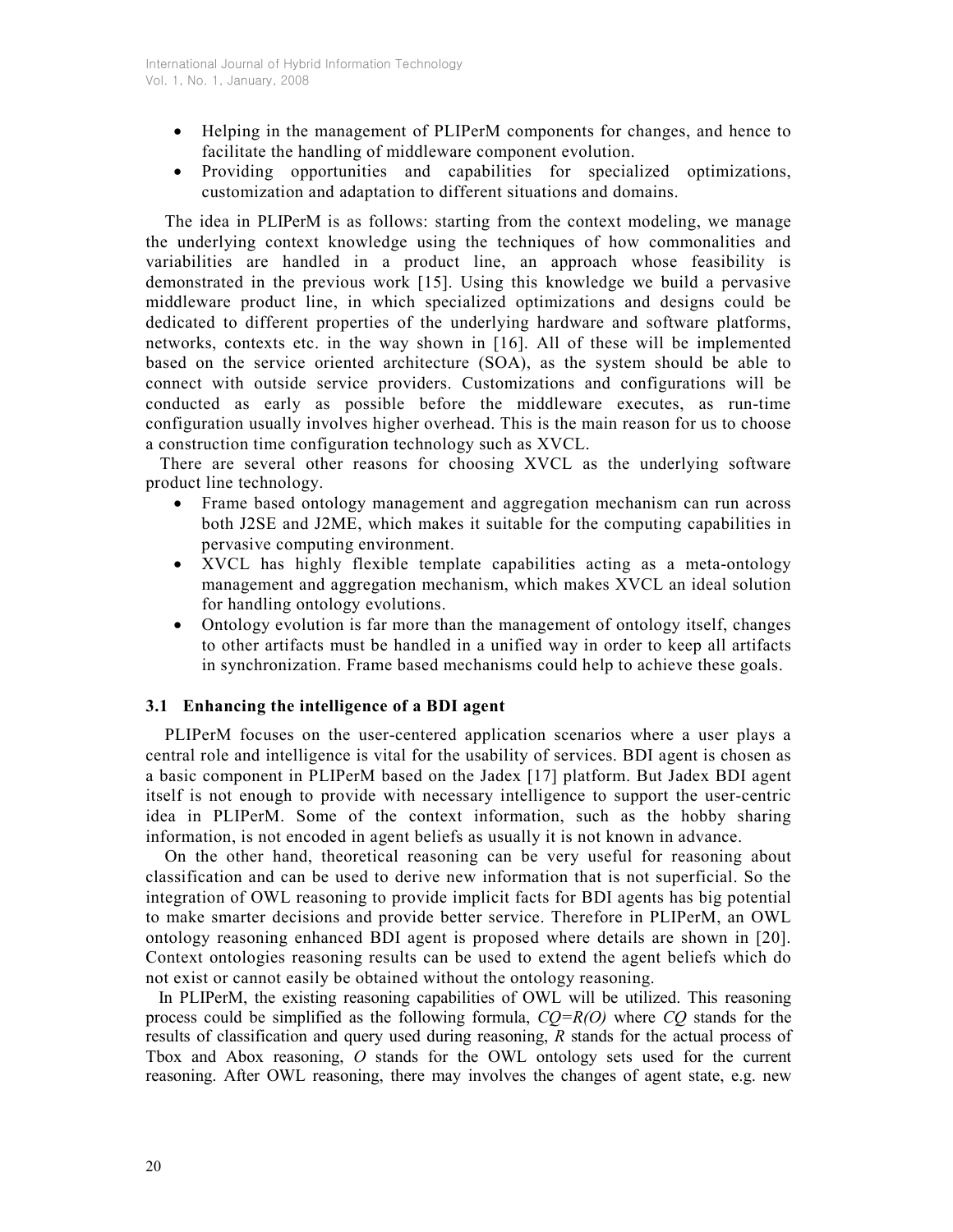- Helping in the management of PLIPerM components for changes, and hence to facilitate the handling of middleware component evolution.
- Providing opportunities and capabilities for specialized optimizations, customization and adaptation to different situations and domains.

The idea in PLIPerM is as follows: starting from the context modeling, we manage the underlying context knowledge using the techniques of how commonalities and variabilities are handled in a product line, an approach whose feasibility is demonstrated in the previous work [15]. Using this knowledge we build a pervasive middleware product line, in which specialized optimizations and designs could be dedicated to different properties of the underlying hardware and software platforms, networks, contexts etc. in the way shown in [16]. All of these will be implemented based on the service oriented architecture (SOA), as the system should be able to connect with outside service providers. Customizations and configurations will be conducted as early as possible before the middleware executes, as run-time configuration usually involves higher overhead. This is the main reason for us to choose a construction time configuration technology such as XVCL.

There are several other reasons for choosing XVCL as the underlying software product line technology.

- Frame based ontology management and aggregation mechanism can run across both J2SE and J2ME, which makes it suitable for the computing capabilities in pervasive computing environment.
- XVCL has highly flexible template capabilities acting as a meta-ontology management and aggregation mechanism, which makes XVCL an ideal solution for handling ontology evolutions.
- Ontology evolution is far more than the management of ontology itself, changes to other artifacts must be handled in a unified way in order to keep all artifacts in synchronization. Frame based mechanisms could help to achieve these goals.

### 3.1 Enhancing the intelligence of a BDI agent

PLIPerM focuses on the user-centered application scenarios where a user plays a central role and intelligence is vital for the usability of services. BDI agent is chosen as a basic component in PLIPerM based on the Jadex [17] platform. But Jadex BDI agent itself is not enough to provide with necessary intelligence to support the user-centric idea in PLIPerM. Some of the context information, such as the hobby sharing information, is not encoded in agent beliefs as usually it is not known in advance.

On the other hand, theoretical reasoning can be very useful for reasoning about classification and can be used to derive new information that is not superficial. So the integration of OWL reasoning to provide implicit facts for BDI agents has big potential to make smarter decisions and provide better service. Therefore in PLIPerM, an OWL ontology reasoning enhanced BDI agent is proposed where details are shown in [20]. Context ontologies reasoning results can be used to extend the agent beliefs which do not exist or cannot easily be obtained without the ontology reasoning.

In PLIPerM, the existing reasoning capabilities of OWL will be utilized. This reasoning process could be simplified as the following formula, $CQ=R(O)$ where $CQ$ stands for the results of classification and query used during reasoning, $R$ stands for the actual process of Tbox and Abox reasoning, $O$ stands for the OWL ontology sets used for the current reasoning. After OWL reasoning, there may involves the changes of agent state, e.g. new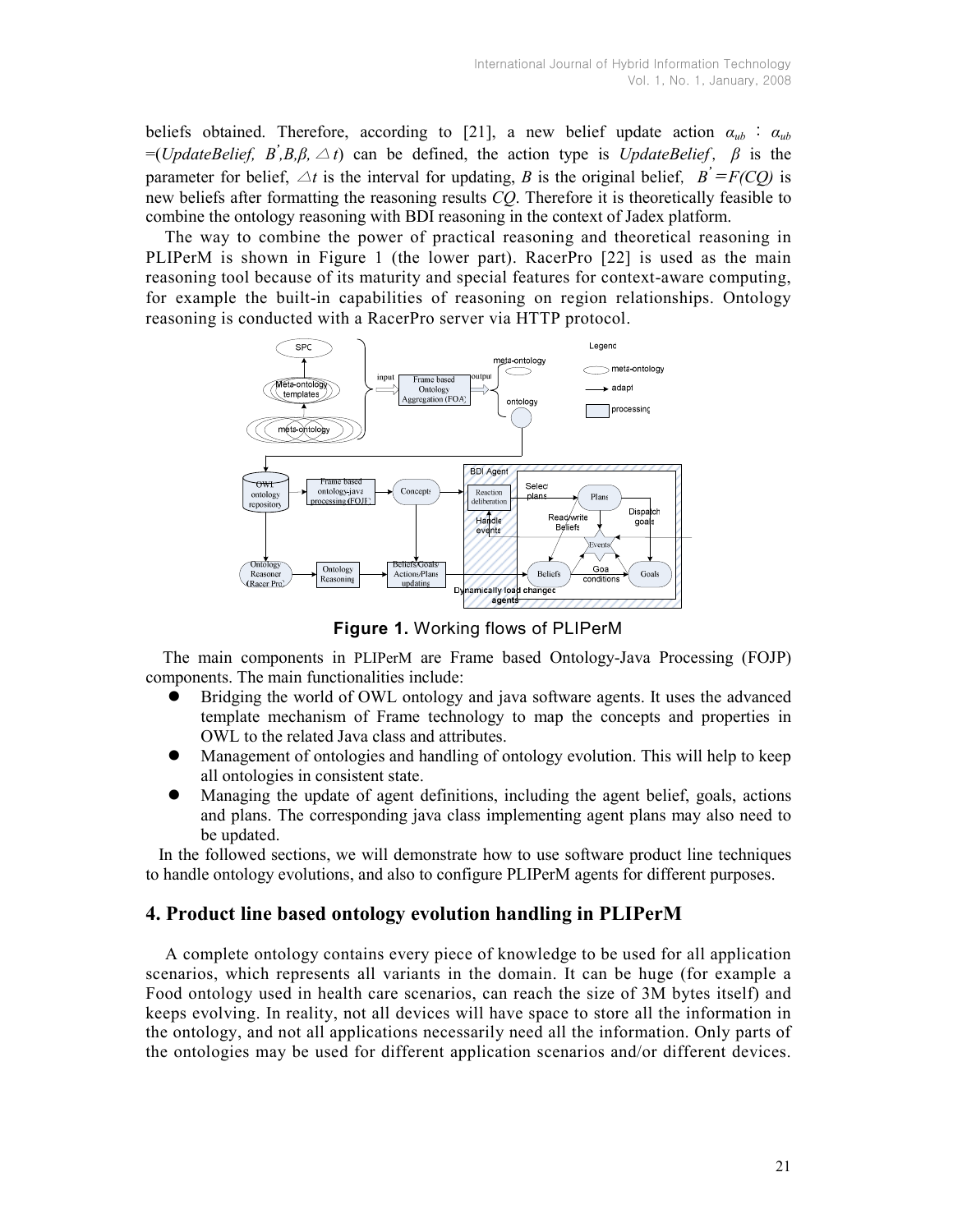beliefs obtained. Therefore, according to [21], a new belief update action $\alpha_{ub}$ : $\alpha_{ub}$ =(*UpdateBelief*, $B^{'}$,$B$,$\beta$, $\triangle t$) can be defined, the action type is *UpdateBelief*, $\beta$ is the parameter for belief, $\triangle t$ is the interval for updating, $B$ is the original belief, $B^{'}=F(CQ)$ is new beliefs after formatting the reasoning results *CQ*. Therefore it is theoretically feasible to combine the ontology reasoning with BDI reasoning in the context of Jadex platform.

The way to combine the power of practical reasoning and theoretical reasoning in PLIPerM is shown in Figure 1 (the lower part). RacerPro [22] is used as the main reasoning tool because of its maturity and special features for context-aware computing, for example the built-in capabilities of reasoning on region relationships. Ontology reasoning is conducted with a RacerPro server via HTTP protocol.

**Figure 1.** Working flows of PLIPerM

The main components in PLIPerM are Frame based Ontology-Java Processing (FOJP) components. The main functionalities include:

- Bridging the world of OWL ontology and java software agents. It uses the advanced template mechanism of Frame technology to map the concepts and properties in OWL to the related Java class and attributes.
- Management of ontologies and handling of ontology evolution. This will help to keep all ontologies in consistent state.
- Managing the update of agent definitions, including the agent belief, goals, actions and plans. The corresponding java class implementing agent plans may also need to be updated.

In the followed sections, we will demonstrate how to use software product line techniques to handle ontology evolutions, and also to configure PLIPerM agents for different purposes.

## 4. Product line based ontology evolution handling in PLIPerM

A complete ontology contains every piece of knowledge to be used for all application scenarios, which represents all variants in the domain. It can be huge (for example a Food ontology used in health care scenarios, can reach the size of 3M bytes itself) and keeps evolving. In reality, not all devices will have space to store all the information in the ontology, and not all applications necessarily need all the information. Only parts of the ontologies may be used for different application scenarios and/or different devices.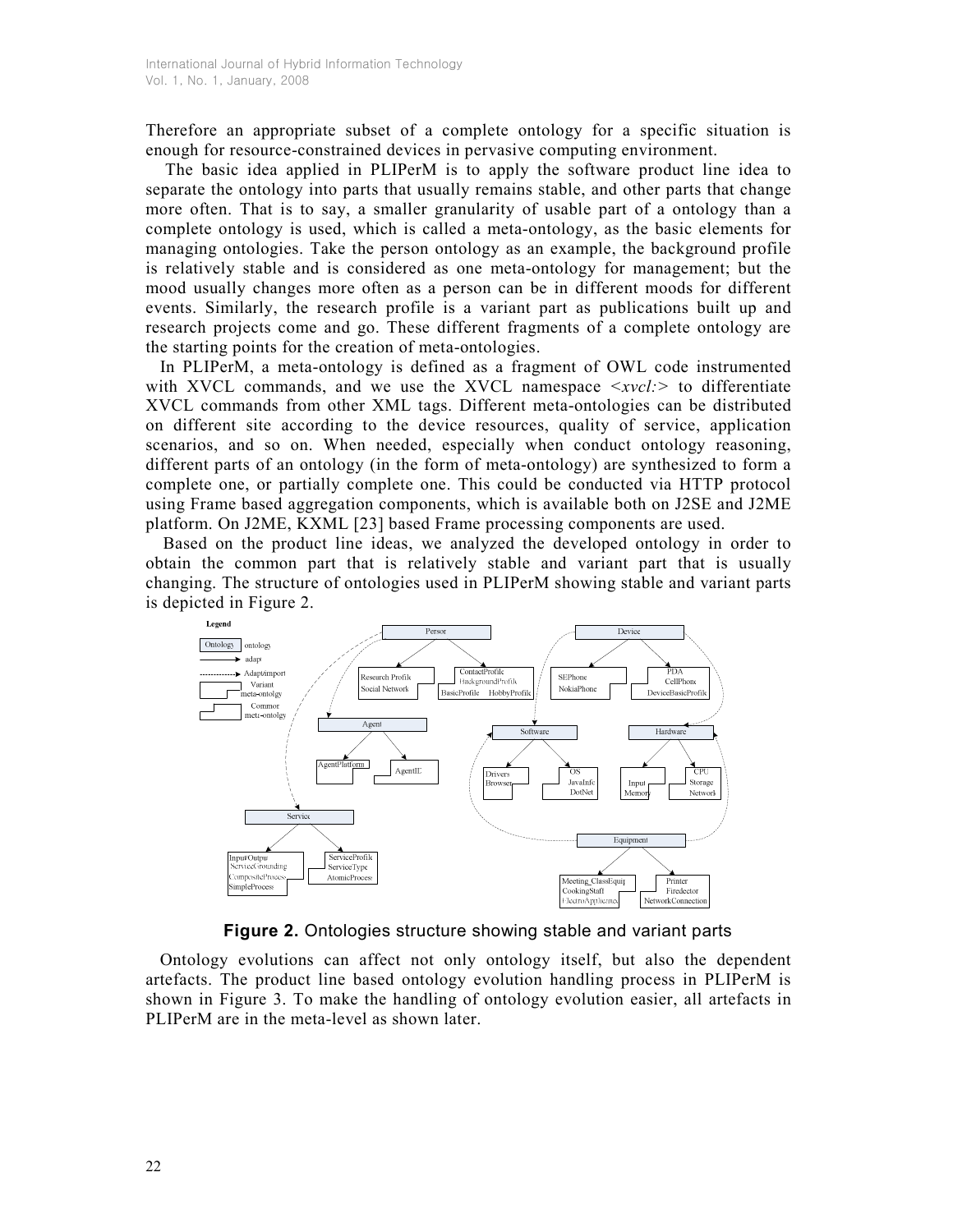Therefore an appropriate subset of a complete ontology for a specific situation is enough for resource-constrained devices in pervasive computing environment.

The basic idea applied in PLIPerM is to apply the software product line idea to separate the ontology into parts that usually remains stable, and other parts that change more often. That is to say, a smaller granularity of usable part of a ontology than a complete ontology is used, which is called a meta-ontology, as the basic elements for managing ontologies. Take the person ontology as an example, the background profile is relatively stable and is considered as one meta-ontology for management; but the mood usually changes more often as a person can be in different moods for different events. Similarly, the research profile is a variant part as publications built up and research projects come and go. These different fragments of a complete ontology are the starting points for the creation of meta-ontologies.

In PLIPerM, a meta-ontology is defined as a fragment of OWL code instrumented with XVCL commands, and we use the XVCL namespace *<xvcl:>* to differentiate XVCL commands from other XML tags. Different meta-ontologies can be distributed on different site according to the device resources, quality of service, application scenarios, and so on. When needed, especially when conduct ontology reasoning, different parts of an ontology (in the form of meta-ontology) are synthesized to form a complete one, or partially complete one. This could be conducted via HTTP protocol using Frame based aggregation components, which is available both on J2SE and J2ME platform. On J2ME, KXML [23] based Frame processing components are used.

Based on the product line ideas, we analyzed the developed ontology in order to obtain the common part that is relatively stable and variant part that is usually changing. The structure of ontologies used in PLIPerM showing stable and variant parts is depicted in Figure 2.

**Figure 2.** Ontologies structure showing stable and variant parts

Ontology evolutions can affect not only ontology itself, but also the dependent artefacts. The product line based ontology evolution handling process in PLIPerM is shown in Figure 3. To make the handling of ontology evolution easier, all artefacts in PLIPerM are in the meta-level as shown later.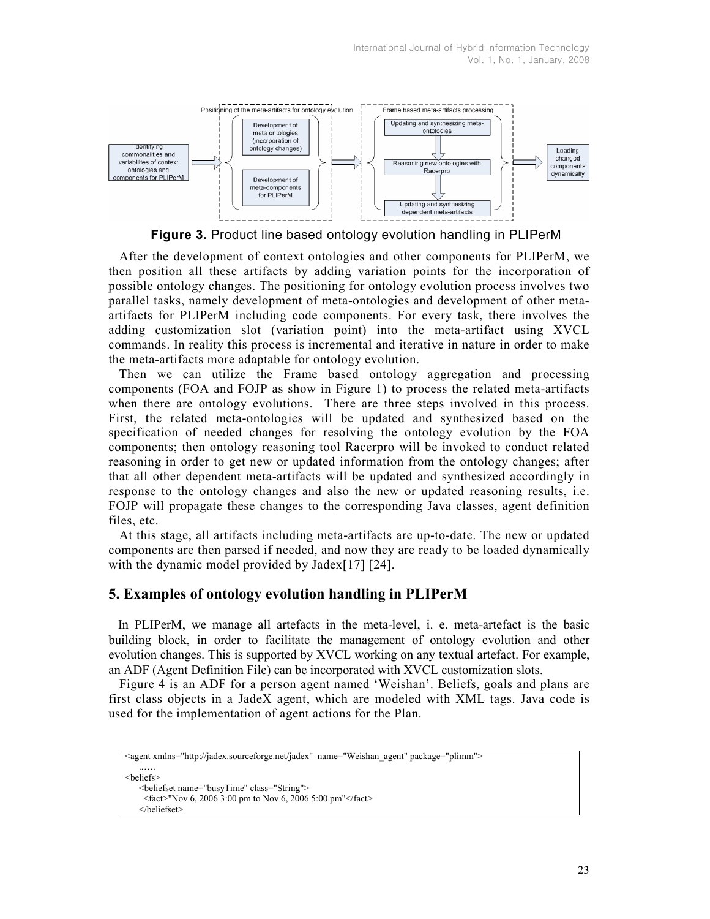Figure 3. Product line based ontology evolution handling in PLIPerM

After the development of context ontologies and other components for PLIPerM, we then position all these artifacts by adding variation points for the incorporation of possible ontology changes. The positioning for ontology evolution process involves two parallel tasks, namely development of meta-ontologies and development of other meta-artifacts for PLIPerM including code components. For every task, there involves the adding customization slot (variation point) into the meta-artifact using XVCL commands. In reality this process is incremental and iterative in nature in order to make the meta-artifacts more adaptable for ontology evolution.

Then we can utilize the Frame based ontology aggregation and processing components (FOA and FOJP as show in Figure 1) to process the related meta-artifacts when there are ontology evolutions. There are three steps involved in this process. First, the related meta-ontologies will be updated and synthesized based on the specification of needed changes for resolving the ontology evolution by the FOA components; then ontology reasoning tool Racerpro will be invoked to conduct related reasoning in order to get new or updated information from the ontology changes; after that all other dependent meta-artifacts will be updated and synthesized accordingly in response to the ontology changes and also the new or updated reasoning results, i.e. FOJP will propagate these changes to the corresponding Java classes, agent definition files, etc.

At this stage, all artifacts including meta-artifacts are up-to-date. The new or updated components are then parsed if needed, and now they are ready to be loaded dynamically with the dynamic model provided by Jadex[17] [24].

## 5. Examples of ontology evolution handling in PLIPerM

In PLIPerM, we manage all artefacts in the meta-level, i. e. meta-artefact is the basic building block, in order to facilitate the management of ontology evolution and other evolution changes. This is supported by XVCL working on any textual artefact. For example, an ADF (Agent Definition File) can be incorporated with XVCL customization slots.

Figure 4 is an ADF for a person agent named 'Weishan'. Beliefs, goals and plans are first class objects in a JadeX agent, which are modeled with XML tags. Java code is used for the implementation of agent actions for the Plan.

```
<agent xmlns="http://jadex.sourceforge.net/jadex" name="Weishan_agent" package="plimm">
    ......
<beliefs>
    <beliefset name="busyTime" class="String">
      <fact>"Nov 6, 2006 3:00 pm to Nov 6, 2006 5:00 pm"</fact>
    </beliefset>
```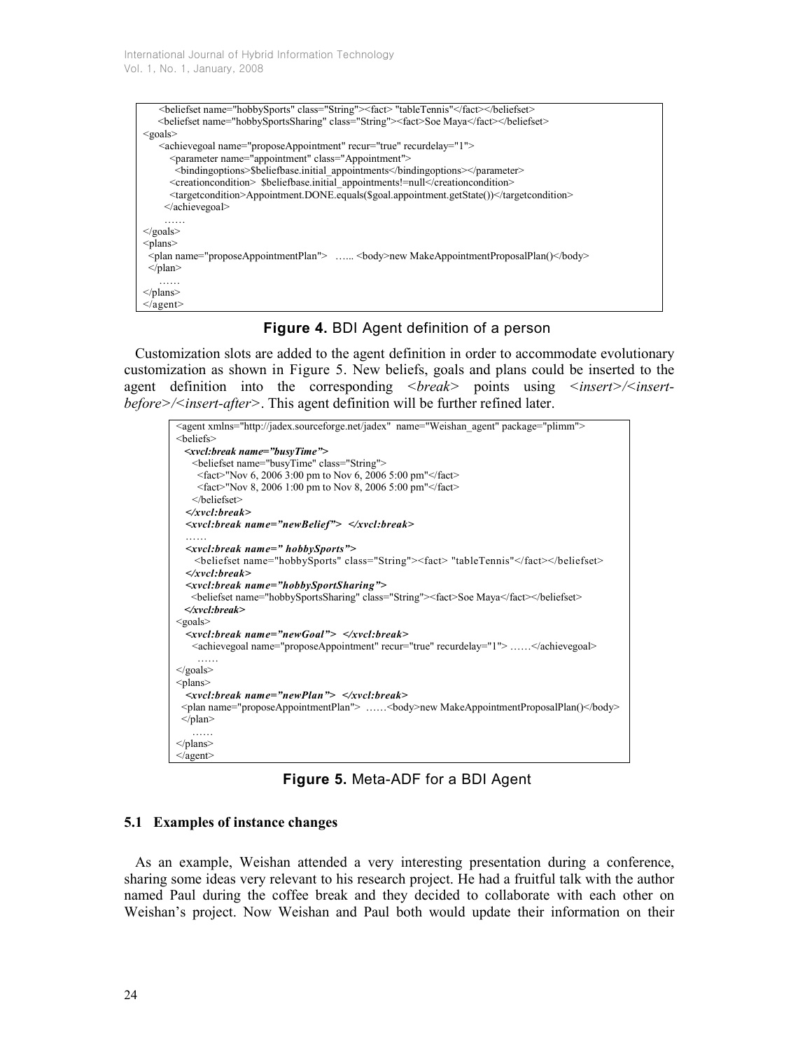```
    <beliefset name="hobbySports" class="String"><fact> "tableTennis"</fact></beliefset>
    <beliefset name="hobbySportsSharing" class="String"><fact>Soe Maya</fact></beliefset>
<goals>
    <achievegoal name="proposeAppointment" recur="true" recurdelay="1">
       <parameter name="appointment" class="Appointment">
         <bindingoptions>$beliefbase.initial_appointments</bindingoptions></parameter>
       <creationcondition>  $beliefbase.initial_appointments!=null</creationcondition>
       <targetcondition>Appointment.DONE.equals($goal.appointment.getState())</targetcondition>
     </achievegoal>
     ……
</goals>
<plans>
  <plan name="proposeAppointmentPlan">  …... <body>new MakeAppointmentProposalPlan()</body>
  </plan>
    ……
</plans>
</agent>
```

**Figure 4.** BDI Agent definition of a person

Customization slots are added to the agent definition in order to accommodate evolutionary customization as shown in Figure 5. New beliefs, goals and plans could be inserted to the agent definition into the corresponding *<break>* points using *<insert>/<insert-before>/<insert-after>*. This agent definition will be further refined later.

```
<agent xmlns="http://jadex.sourceforge.net/jadex"  name="Weishan_agent" package="plimm">
<beliefs>
  <xvcl:break name="busyTime">
    <beliefset name="busyTime" class="String">
      <fact>"Nov 6, 2006 3:00 pm to Nov 6, 2006 5:00 pm"</fact>
      <fact>"Nov 8, 2006 1:00 pm to Nov 8, 2006 5:00 pm"</fact>
    </beliefset>
  </xvcl:break>
  <xvcl:break name="newBelief">  </xvcl:break>
  ……
  <xvcl:break name=" hobbySports">
     <beliefset name="hobbySports" class="String"><fact> "tableTennis"</fact></beliefset>
  </xvcl:break>
  <xvcl:break name="hobbySportSharing">
    <beliefset name="hobbySportsSharing" class="String"><fact>Soe Maya</fact></beliefset>
  </xvcl:break>
<goals>
  <xvcl:break name="newGoal">  </xvcl:break>
    <achievegoal name="proposeAppointment" recur="true" recurdelay="1"> ……</achievegoal>
     ……
</goals>
<plans>
  <xvcl:break name="newPlan">  </xvcl:break>
 <plan name="proposeAppointmentPlan">  ……<body>new MakeAppointmentProposalPlan()</body>
 </plan>
    ……
</plans>
</agent>
```

**Figure 5.** Meta-ADF for a BDI Agent

### 5.1 Examples of instance changes

As an example, Weishan attended a very interesting presentation during a conference, sharing some ideas very relevant to his research project. He had a fruitful talk with the author named Paul during the coffee break and they decided to collaborate with each other on Weishan's project. Now Weishan and Paul both would update their information on their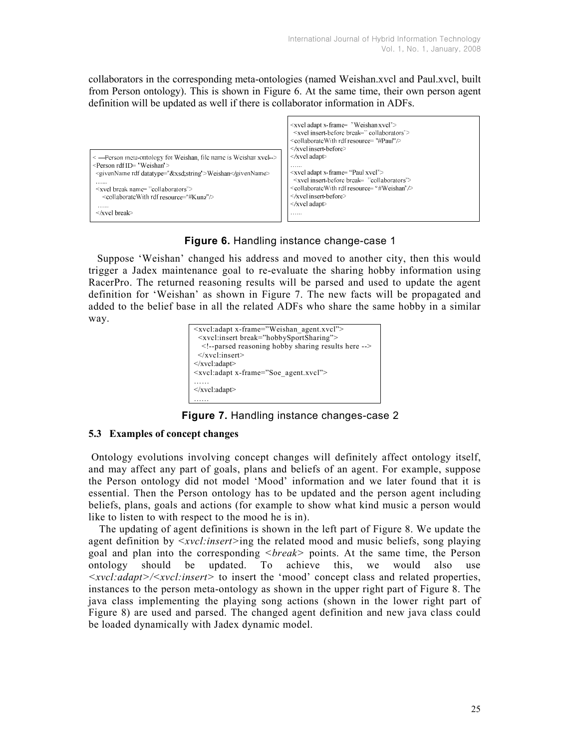collaborators in the corresponding meta-ontologies (named Weishan.xvcl and Paul.xvcl, built from Person ontology). This is shown in Figure 6. At the same time, their own person agent definition will be updated as well if there is collaborator information in ADFs.

```
<!--Person meta-ontology for Weishan, file name is Weishan.xvcl-->
<Person rdf:ID= 'Weishan'>
  <givenName rdf:datatype='&xsd;string'>Weishan</givenName>
  ......
  <xvcl:break name= "collaborators">
    <collaborateWith rdf:resource="#Kunz"/>
    ......
  </xvcl:break>
```

```
<xvcl:adapt x-frame= "Weishan.xvcl">
  <xvcl:insert-before break=" collaborators">
<collaborateWith rdf:resource= "#Paul"/>
</xvcl:insert-before>
</xvcl:adapt>
......
<xvcl:adapt x-frame= "Paul.xvcl">
  <xvcl:insert-before break= "collaborators">
<collaborateWith rdf:resource= "#Weishan"/>
</xvcl:insert-before>
</xvcl:adapt>
......
```

**Figure 6.** Handling instance change-case 1

Suppose 'Weishan' changed his address and moved to another city, then this would trigger a Jadex maintenance goal to re-evaluate the sharing hobby information using RacerPro. The returned reasoning results will be parsed and used to update the agent definition for 'Weishan' as shown in Figure 7. The new facts will be propagated and added to the belief base in all the related ADFs who share the same hobby in a similar way.

```
<xvcl:adapt x-frame="Weishan_agent.xvcl">
  <xvcl:insert break="hobbySportSharing">
    <!--parsed reasoning hobby sharing results here -->
  </xvcl:insert>
</xvcl:adapt>
<xvcl:adapt x-frame="Soe_agent.xvcl">
……
</xvcl:adapt>
……
```

**Figure 7.** Handling instance changes-case 2

### 5.3 Examples of concept changes

Ontology evolutions involving concept changes will definitely affect ontology itself, and may affect any part of goals, plans and beliefs of an agent. For example, suppose the Person ontology did not model 'Mood' information and we later found that it is essential. Then the Person ontology has to be updated and the person agent including beliefs, plans, goals and actions (for example to show what kind music a person would like to listen to with respect to the mood he is in).

The updating of agent definitions is shown in the left part of Figure 8. We update the agent definition by *<xvcl:insert>*ing the related mood and music beliefs, song playing goal and plan into the corresponding *<break>* points. At the same time, the Person ontology should be updated. To achieve this, we would also use *<xvcl:adapt>*/*<xvcl:insert>* to insert the 'mood' concept class and related properties, instances to the person meta-ontology as shown in the upper right part of Figure 8. The java class implementing the playing song actions (shown in the lower right part of Figure 8) are used and parsed. The changed agent definition and new java class could be loaded dynamically with Jadex dynamic model.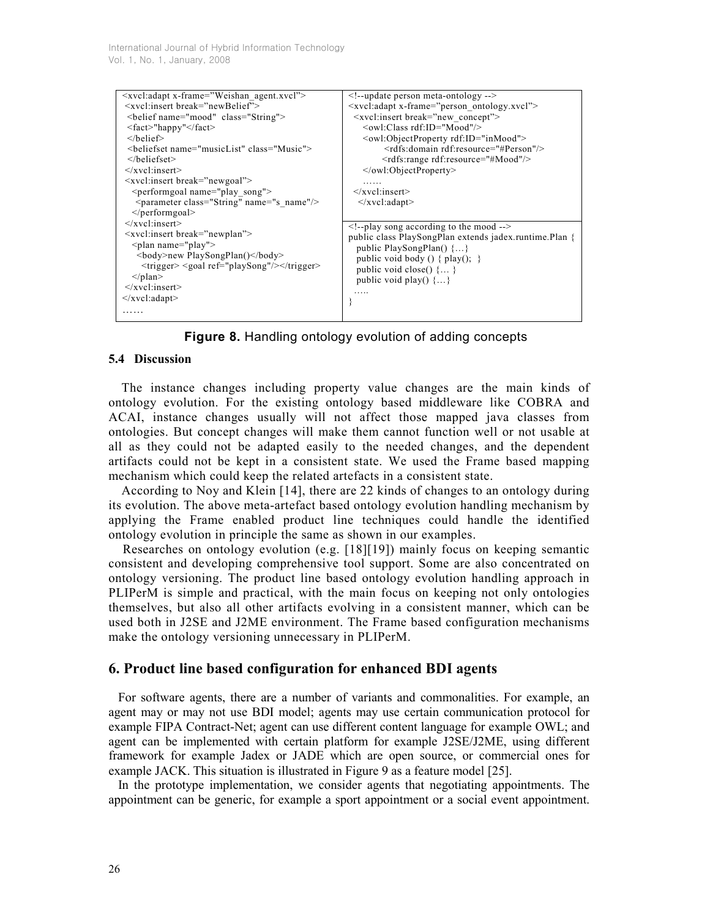```
<xvcl:adapt x-frame="Weishan_agent.xvcl">
 <xvcl:insert break="newBelief">
  <belief name="mood"  class="String">
  <fact>"happy"</fact>
  </belief>
  <beliefset name="musicList" class="Music">
  </beliefset>
 </xvcl:insert>
 <xvcl:insert break="newgoal">
   <performgoal name="play_song">
    <parameter class="String" name="s_name"/>
   </performgoal>
 </xvcl:insert>
 <xvcl:insert break="newplan">
   <plan name="play">
    <body>new PlaySongPlan()</body>
     <trigger> <goal ref="playSong"/></trigger>
   </plan>
 </xvcl:insert>
</xvcl:adapt>
……
```

```
<!--update person meta-ontology -->
<xvcl:adapt x-frame="person_ontology.xvcl">
  <xvcl:insert break="new_concept">
    <owl:Class rdf:ID="Mood"/>
    <owl:ObjectProperty rdf:ID="inMood">
          <rdfs:domain rdf:resource="#Person"/>
         <rdfs:range rdf:resource="#Mood"/>
    </owl:ObjectProperty>
    ……
  </xvcl:insert>
  </xvcl:adapt>
```

```
<!--play song according to the mood -->
public class PlaySongPlan extends jadex.runtime.Plan {
  public PlaySongPlan() {…}
  public void body () { play();  }
  public void close() {… }
  public void play() {…}
  …..
}
```

**Figure 8.** Handling ontology evolution of adding concepts

### 5.4 Discussion

The instance changes including property value changes are the main kinds of ontology evolution. For the existing ontology based middleware like COBRA and ACAI, instance changes usually will not affect those mapped java classes from ontologies. But concept changes will make them cannot function well or not usable at all as they could not be adapted easily to the needed changes, and the dependent artifacts could not be kept in a consistent state. We used the Frame based mapping mechanism which could keep the related artefacts in a consistent state.

According to Noy and Klein [14], there are 22 kinds of changes to an ontology during its evolution. The above meta-artefact based ontology evolution handling mechanism by applying the Frame enabled product line techniques could handle the identified ontology evolution in principle the same as shown in our examples.

Researches on ontology evolution (e.g. [18][19]) mainly focus on keeping semantic consistent and developing comprehensive tool support. Some are also concentrated on ontology versioning. The product line based ontology evolution handling approach in PLIPerM is simple and practical, with the main focus on keeping not only ontologies themselves, but also all other artifacts evolving in a consistent manner, which can be used both in J2SE and J2ME environment. The Frame based configuration mechanisms make the ontology versioning unnecessary in PLIPerM.

## 6. Product line based configuration for enhanced BDI agents

For software agents, there are a number of variants and commonalities. For example, an agent may or may not use BDI model; agents may use certain communication protocol for example FIPA Contract-Net; agent can use different content language for example OWL; and agent can be implemented with certain platform for example J2SE/J2ME, using different framework for example Jadex or JADE which are open source, or commercial ones for example JACK. This situation is illustrated in Figure 9 as a feature model [25].

In the prototype implementation, we consider agents that negotiating appointments. The appointment can be generic, for example a sport appointment or a social event appointment.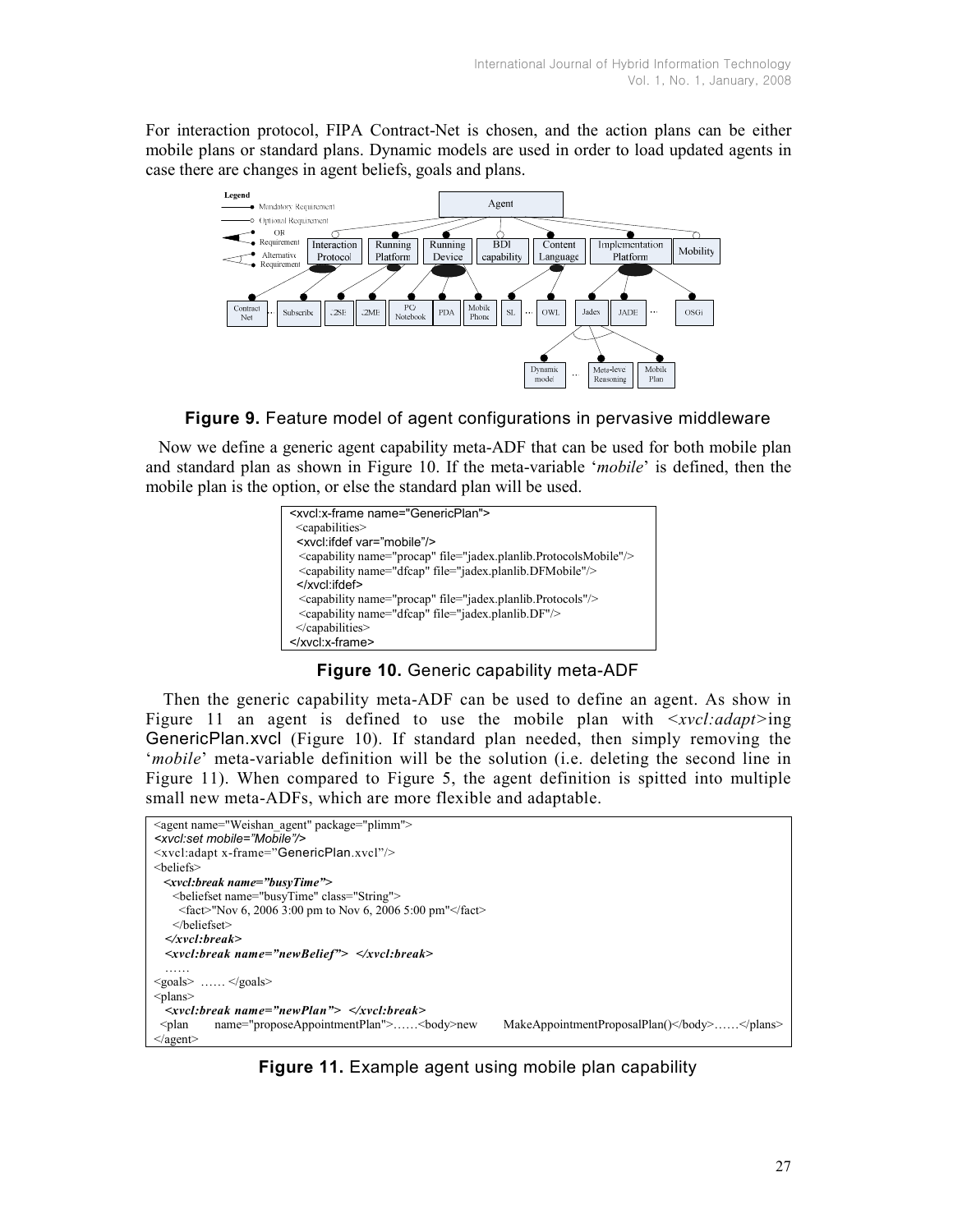For interaction protocol, FIPA Contract-Net is chosen, and the action plans can be either mobile plans or standard plans. Dynamic models are used in order to load updated agents in case there are changes in agent beliefs, goals and plans.

**Figure 9.** Feature model of agent configurations in pervasive middleware

Now we define a generic agent capability meta-ADF that can be used for both mobile plan and standard plan as shown in Figure 10. If the meta-variable '*mobile*' is defined, then the mobile plan is the option, or else the standard plan will be used.

```
<xvcl:x-frame name="GenericPlan">
  <capabilities>
  <xvcl:ifdef var="mobile"/>
   <capability name="procap" file="jadex.planlib.ProtocolsMobile"/>
   <capability name="dfcap" file="jadex.planlib.DFMobile"/>
  </xvcl:ifdef>
   <capability name="procap" file="jadex.planlib.Protocols"/>
   <capability name="dfcap" file="jadex.planlib.DF"/>
  </capabilities>
</xvcl:x-frame>
```

**Figure 10.** Generic capability meta-ADF

Then the generic capability meta-ADF can be used to define an agent. As show in Figure 11 an agent is defined to use the mobile plan with *<xvcl:adapt>*ing GenericPlan.xvcl (Figure 10). If standard plan needed, then simply removing the '*mobile*' meta-variable definition will be the solution (i.e. deleting the second line in Figure 11). When compared to Figure 5, the agent definition is spitted into multiple small new meta-ADFs, which are more flexible and adaptable.

```
<agent name="Weishan_agent" package="plimm">
<xvcl:set mobile="Mobile"/>
<xvcl:adapt x-frame="GenericPlan.xvcl"/>
<beliefs>
  <xvcl:break name="busyTime">
    <beliefset name="busyTime" class="String">
      <fact>"Nov 6, 2006 3:00 pm to Nov 6, 2006 5:00 pm"</fact>
    </beliefset>
  </xvcl:break>
  <xvcl:break name="newBelief"> </xvcl:break>
  ……
<goals> …… </goals>
<plans>
  <xvcl:break name="newPlan"> </xvcl:break>
  <plan    name="proposeAppointmentPlan">……<body>new    MakeAppointmentProposalPlan()</body>……</plans>
</agent>
```

**Figure 11.** Example agent using mobile plan capability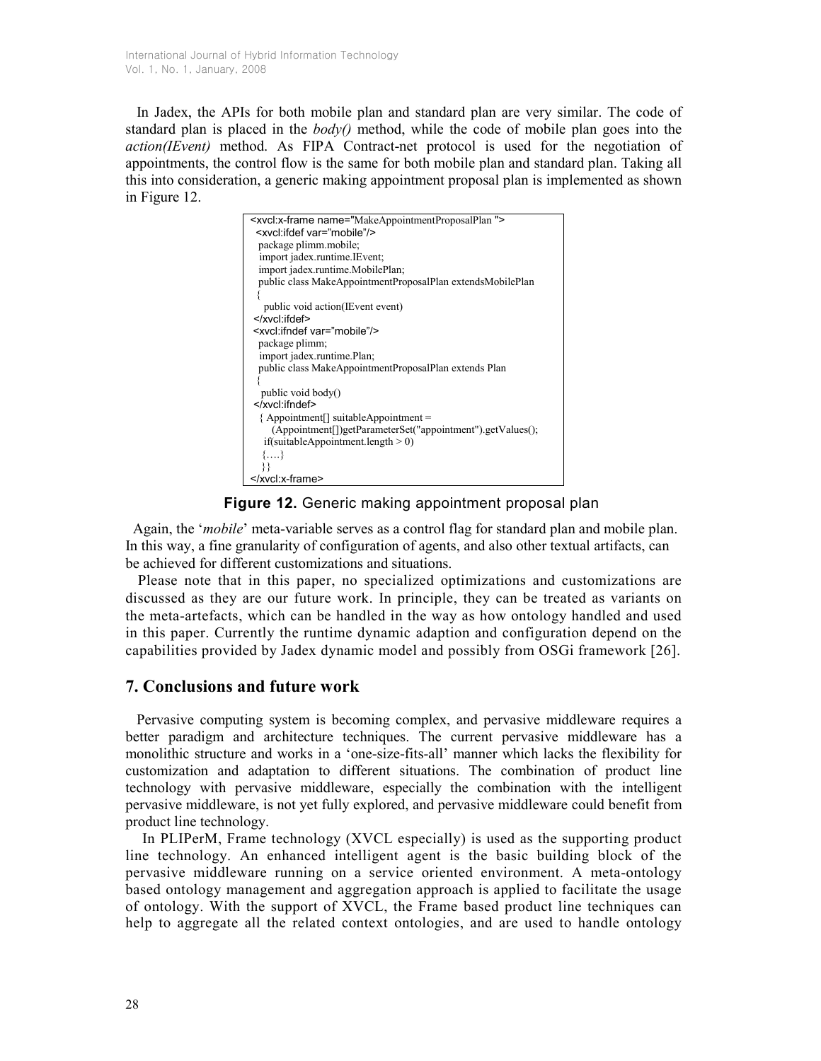In Jadex, the APIs for both mobile plan and standard plan are very similar. The code of standard plan is placed in the *body()* method, while the code of mobile plan goes into the *action(IEvent)* method. As FIPA Contract-net protocol is used for the negotiation of appointments, the control flow is the same for both mobile plan and standard plan. Taking all this into consideration, a generic making appointment proposal plan is implemented as shown in Figure 12.

```
<xvcl:x-frame name="MakeAppointmentProposalPlan ">
 <xvcl:ifdef var="mobile"/>
  package plimm.mobile;
   import jadex.runtime.IEvent;
   import jadex.runtime.MobilePlan;
  public class MakeAppointmentProposalPlan extendsMobilePlan
  {
    public void action(IEvent event)
 </xvcl:ifdef>
 <xvcl:ifndef var="mobile"/>
  package plimm;
   import jadex.runtime.Plan;
  public class MakeAppointmentProposalPlan extends Plan
  {
   public void body()
 </xvcl:ifndef>
   { Appointment[] suitableAppointment =
       (Appointment[])getParameterSet("appointment").getValues();
    if(suitableAppointment.length > 0)
    {….}
    }}
</xvcl:x-frame>
```

**Figure 12.** Generic making appointment proposal plan

Again, the '*mobile*' meta-variable serves as a control flag for standard plan and mobile plan. In this way, a fine granularity of configuration of agents, and also other textual artifacts, can be achieved for different customizations and situations.

Please note that in this paper, no specialized optimizations and customizations are discussed as they are our future work. In principle, they can be treated as variants on the meta-artefacts, which can be handled in the way as how ontology handled and used in this paper. Currently the runtime dynamic adaption and configuration depend on the capabilities provided by Jadex dynamic model and possibly from OSGi framework [26].

## 7. Conclusions and future work

Pervasive computing system is becoming complex, and pervasive middleware requires a better paradigm and architecture techniques. The current pervasive middleware has a monolithic structure and works in a 'one-size-fits-all' manner which lacks the flexibility for customization and adaptation to different situations. The combination of product line technology with pervasive middleware, especially the combination with the intelligent pervasive middleware, is not yet fully explored, and pervasive middleware could benefit from product line technology.

In PLIPerM, Frame technology (XVCL especially) is used as the supporting product line technology. An enhanced intelligent agent is the basic building block of the pervasive middleware running on a service oriented environment. A meta-ontology based ontology management and aggregation approach is applied to facilitate the usage of ontology. With the support of XVCL, the Frame based product line techniques can help to aggregate all the related context ontologies, and are used to handle ontology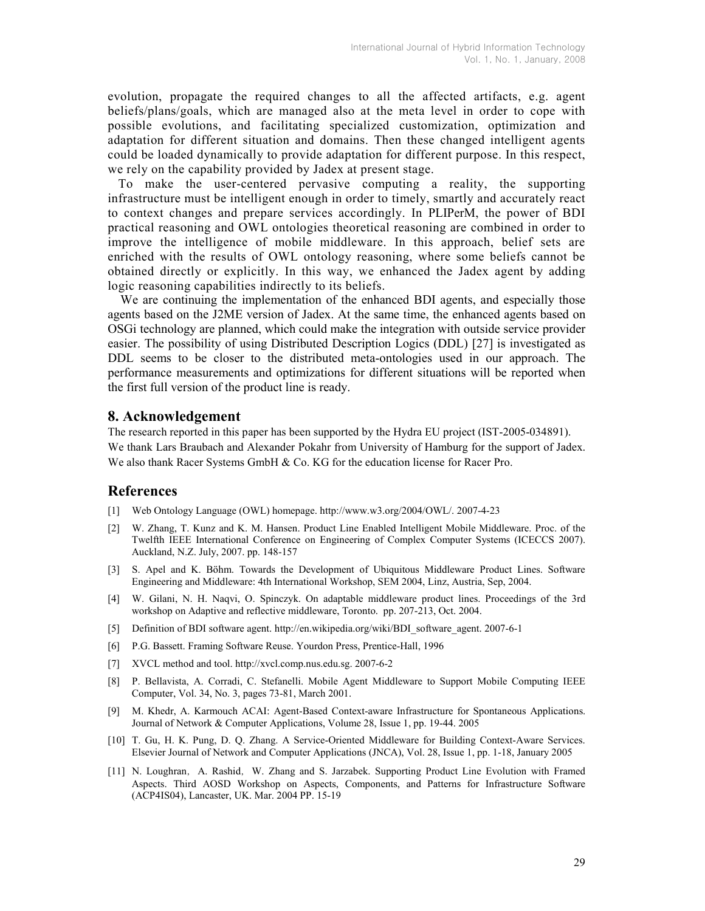evolution, propagate the required changes to all the affected artifacts, e.g. agent beliefs/plans/goals, which are managed also at the meta level in order to cope with possible evolutions, and facilitating specialized customization, optimization and adaptation for different situation and domains. Then these changed intelligent agents could be loaded dynamically to provide adaptation for different purpose. In this respect, we rely on the capability provided by Jadex at present stage.

To make the user-centered pervasive computing a reality, the supporting infrastructure must be intelligent enough in order to timely, smartly and accurately react to context changes and prepare services accordingly. In PLIPerM, the power of BDI practical reasoning and OWL ontologies theoretical reasoning are combined in order to improve the intelligence of mobile middleware. In this approach, belief sets are enriched with the results of OWL ontology reasoning, where some beliefs cannot be obtained directly or explicitly. In this way, we enhanced the Jadex agent by adding logic reasoning capabilities indirectly to its beliefs.

We are continuing the implementation of the enhanced BDI agents, and especially those agents based on the J2ME version of Jadex. At the same time, the enhanced agents based on OSGi technology are planned, which could make the integration with outside service provider easier. The possibility of using Distributed Description Logics (DDL) [27] is investigated as DDL seems to be closer to the distributed meta-ontologies used in our approach. The performance measurements and optimizations for different situations will be reported when the first full version of the product line is ready.

## 8. Acknowledgement

The research reported in this paper has been supported by the Hydra EU project (IST-2005-034891). We thank Lars Braubach and Alexander Pokahr from University of Hamburg for the support of Jadex. We also thank Racer Systems GmbH & Co. KG for the education license for Racer Pro.

## References

[1] Web Ontology Language (OWL) homepage. http://www.w3.org/2004/OWL/. 2007-4-23

[2] W. Zhang, T. Kunz and K. M. Hansen. Product Line Enabled Intelligent Mobile Middleware. Proc. of the Twelfth IEEE International Conference on Engineering of Complex Computer Systems (ICECCS 2007). Auckland, N.Z. July, 2007. pp. 148-157

[3] S. Apel and K. Böhm. Towards the Development of Ubiquitous Middleware Product Lines. Software Engineering and Middleware: 4th International Workshop, SEM 2004, Linz, Austria, Sep, 2004.

[4] W. Gilani, N. H. Naqvi, O. Spinczyk. On adaptable middleware product lines. Proceedings of the 3rd workshop on Adaptive and reflective middleware, Toronto. pp. 207-213, Oct. 2004.

[5] Definition of BDI software agent. http://en.wikipedia.org/wiki/BDI_software_agent. 2007-6-1

[6] P.G. Bassett. Framing Software Reuse. Yourdon Press, Prentice-Hall, 1996

[7] XVCL method and tool. http://xvcl.comp.nus.edu.sg. 2007-6-2

[8] P. Bellavista, A. Corradi, C. Stefanelli. Mobile Agent Middleware to Support Mobile Computing IEEE Computer, Vol. 34, No. 3, pages 73-81, March 2001.

[9] M. Khedr, A. Karmouch ACAI: Agent-Based Context-aware Infrastructure for Spontaneous Applications. Journal of Network & Computer Applications, Volume 28, Issue 1, pp. 19-44. 2005

[10] T. Gu, H. K. Pung, D. Q. Zhang. A Service-Oriented Middleware for Building Context-Aware Services. Elsevier Journal of Network and Computer Applications (JNCA), Vol. 28, Issue 1, pp. 1-18, January 2005

[11] N. Loughran, A. Rashid, W. Zhang and S. Jarzabek. Supporting Product Line Evolution with Framed Aspects. Third AOSD Workshop on Aspects, Components, and Patterns for Infrastructure Software (ACP4IS04), Lancaster, UK. Mar. 2004 PP. 15-19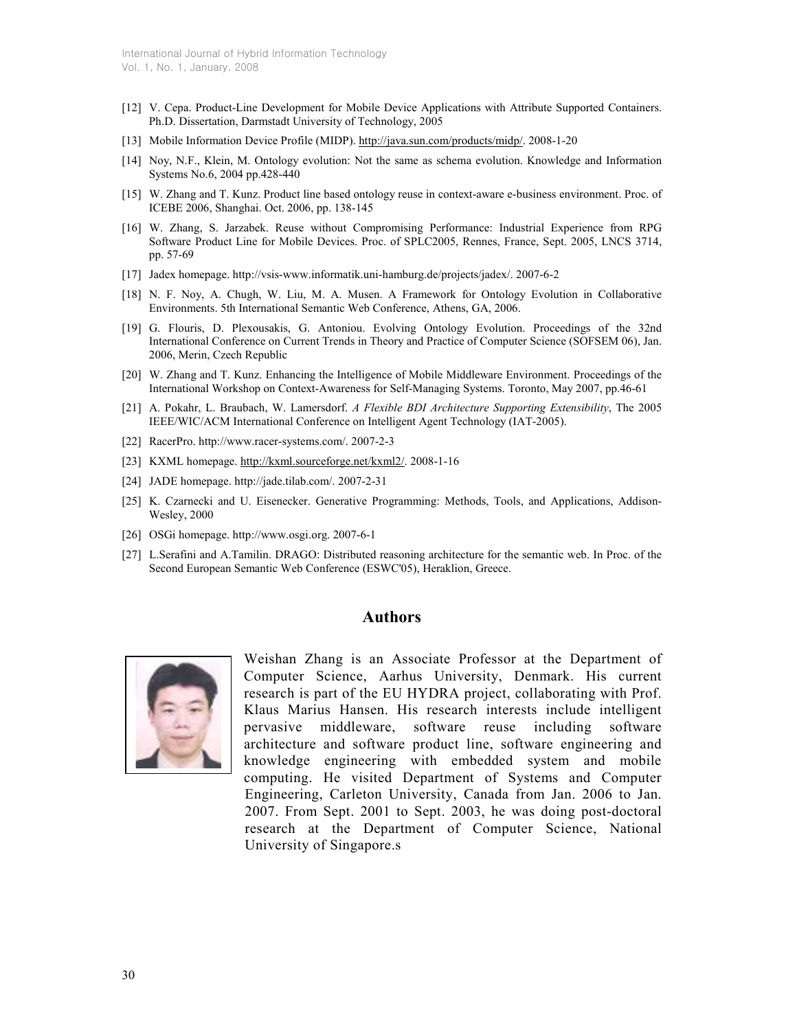[12] V. Cepa. Product-Line Development for Mobile Device Applications with Attribute Supported Containers. Ph.D. Dissertation, Darmstadt University of Technology, 2005

[13] Mobile Information Device Profile (MIDP). http://java.sun.com/products/midp/. 2008-1-20

[14] Noy, N.F., Klein, M. Ontology evolution: Not the same as schema evolution. Knowledge and Information Systems No.6, 2004 pp.428-440

[15] W. Zhang and T. Kunz. Product line based ontology reuse in context-aware e-business environment. Proc. of ICEBE 2006, Shanghai. Oct. 2006, pp. 138-145

[16] W. Zhang, S. Jarzabek. Reuse without Compromising Performance: Industrial Experience from RPG Software Product Line for Mobile Devices. Proc. of SPLC2005, Rennes, France, Sept. 2005, LNCS 3714, pp. 57-69

[17] Jadex homepage. http://vsis-www.informatik.uni-hamburg.de/projects/jadex/. 2007-6-2

[18] N. F. Noy, A. Chugh, W. Liu, M. A. Musen. A Framework for Ontology Evolution in Collaborative Environments. 5th International Semantic Web Conference, Athens, GA, 2006.

[19] G. Flouris, D. Plexousakis, G. Antoniou. Evolving Ontology Evolution. Proceedings of the 32nd International Conference on Current Trends in Theory and Practice of Computer Science (SOFSEM 06), Jan. 2006, Merin, Czech Republic

[20] W. Zhang and T. Kunz. Enhancing the Intelligence of Mobile Middleware Environment. Proceedings of the International Workshop on Context-Awareness for Self-Managing Systems. Toronto, May 2007, pp.46-61

[21] A. Pokahr, L. Braubach, W. Lamersdorf. *A Flexible BDI Architecture Supporting Extensibility*, The 2005 IEEE/WIC/ACM International Conference on Intelligent Agent Technology (IAT-2005).

[22] RacerPro. http://www.racer-systems.com/. 2007-2-3

[23] KXML homepage. http://kxml.sourceforge.net/kxml2/. 2008-1-16

[24] JADE homepage. http://jade.tilab.com/. 2007-2-31

[25] K. Czarnecki and U. Eisenecker. Generative Programming: Methods, Tools, and Applications, Addison-Wesley, 2000

[26] OSGi homepage. http://www.osgi.org. 2007-6-1

[27] L.Serafini and A.Tamilin. DRAGO: Distributed reasoning architecture for the semantic web. In Proc. of the Second European Semantic Web Conference (ESWC'05), Heraklion, Greece.

## Authors

Weishan Zhang is an Associate Professor at the Department of Computer Science, Aarhus University, Denmark. His current research is part of the EU HYDRA project, collaborating with Prof. Klaus Marius Hansen. His research interests include intelligent pervasive middleware, software reuse including software architecture and software product line, software engineering and knowledge engineering with embedded system and mobile computing. He visited Department of Systems and Computer Engineering, Carleton University, Canada from Jan. 2006 to Jan. 2007. From Sept. 2001 to Sept. 2003, he was doing post-doctoral research at the Department of Computer Science, National University of Singapore.s